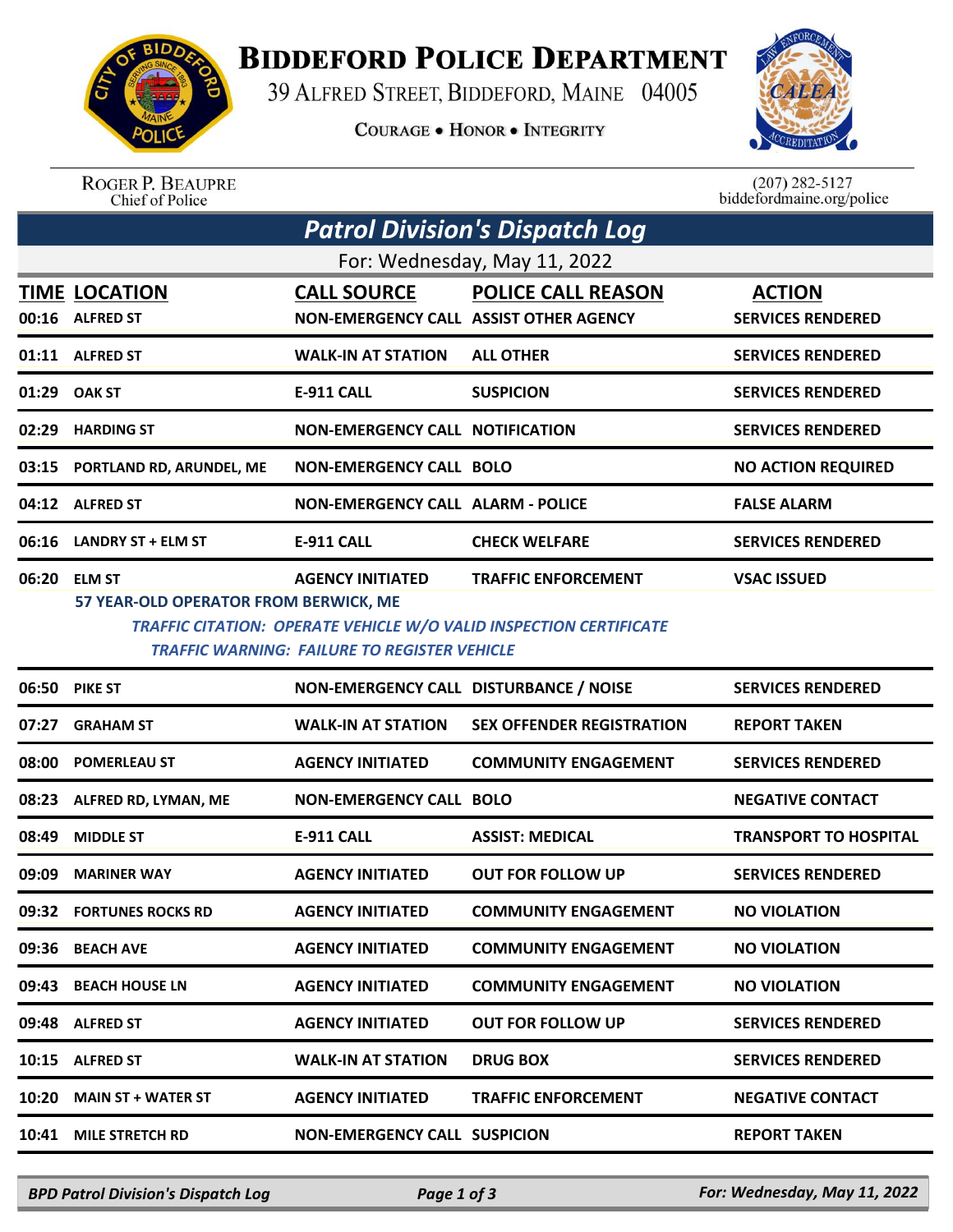# BIDDEFORD POLICE DEPARTMENT

39 ALFRED STREET, BIDDEFORD, MAINE 04005

COURAGE • HONOR • INTEGRITY

ROGER P. BEAUPRE
Chief of Police

(207) 282-5127
biddefordmaine.org/police

## Patrol Division's Dispatch Log

For: Wednesday, May 11, 2022

| TIME | LOCATION | CALL SOURCE | POLICE CALL REASON | ACTION |
|---|---|---|---|---|
| 00:16 | ALFRED ST | NON-EMERGENCY CALL | ASSIST OTHER AGENCY | SERVICES RENDERED |
| 01:11 | ALFRED ST | WALK-IN AT STATION | ALL OTHER | SERVICES RENDERED |
| 01:29 | OAK ST | E-911 CALL | SUSPICION | SERVICES RENDERED |
| 02:29 | HARDING ST | NON-EMERGENCY CALL | NOTIFICATION | SERVICES RENDERED |
| 03:15 | PORTLAND RD, ARUNDEL, ME | NON-EMERGENCY CALL | BOLO | NO ACTION REQUIRED |
| 04:12 | ALFRED ST | NON-EMERGENCY CALL | ALARM - POLICE | FALSE ALARM |
| 06:16 | LANDRY ST + ELM ST | E-911 CALL | CHECK WELFARE | SERVICES RENDERED |
| 06:20 | ELM ST | AGENCY INITIATED | TRAFFIC ENFORCEMENT | VSAC ISSUED |
| | 57 YEAR-OLD OPERATOR FROM BERWICK, ME<br>*TRAFFIC CITATION: OPERATE VEHICLE W/O VALID INSPECTION CERTIFICATE*<br>*TRAFFIC WARNING: FAILURE TO REGISTER VEHICLE* | | | |
| 06:50 | PIKE ST | NON-EMERGENCY CALL | DISTURBANCE / NOISE | SERVICES RENDERED |
| 07:27 | GRAHAM ST | WALK-IN AT STATION | SEX OFFENDER REGISTRATION | REPORT TAKEN |
| 08:00 | POMERLEAU ST | AGENCY INITIATED | COMMUNITY ENGAGEMENT | SERVICES RENDERED |
| 08:23 | ALFRED RD, LYMAN, ME | NON-EMERGENCY CALL | BOLO | NEGATIVE CONTACT |
| 08:49 | MIDDLE ST | E-911 CALL | ASSIST: MEDICAL | TRANSPORT TO HOSPITAL |
| 09:09 | MARINER WAY | AGENCY INITIATED | OUT FOR FOLLOW UP | SERVICES RENDERED |
| 09:32 | FORTUNES ROCKS RD | AGENCY INITIATED | COMMUNITY ENGAGEMENT | NO VIOLATION |
| 09:36 | BEACH AVE | AGENCY INITIATED | COMMUNITY ENGAGEMENT | NO VIOLATION |
| 09:43 | BEACH HOUSE LN | AGENCY INITIATED | COMMUNITY ENGAGEMENT | NO VIOLATION |
| 09:48 | ALFRED ST | AGENCY INITIATED | OUT FOR FOLLOW UP | SERVICES RENDERED |
| 10:15 | ALFRED ST | WALK-IN AT STATION | DRUG BOX | SERVICES RENDERED |
| 10:20 | MAIN ST + WATER ST | AGENCY INITIATED | TRAFFIC ENFORCEMENT | NEGATIVE CONTACT |
| 10:41 | MILE STRETCH RD | NON-EMERGENCY CALL | SUSPICION | REPORT TAKEN |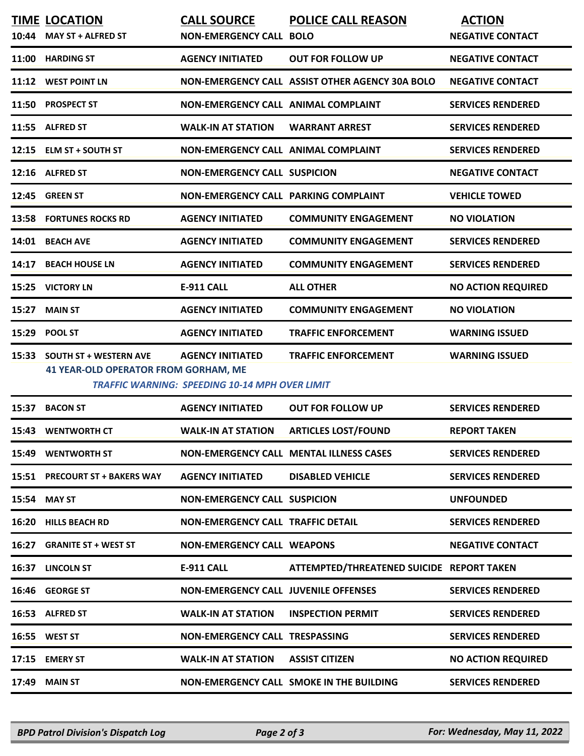| TIME | LOCATION | CALL SOURCE | POLICE CALL REASON | ACTION |
|---|---|---|---|---|
| 10:44 | MAY ST + ALFRED ST | NON-EMERGENCY CALL | BOLO | NEGATIVE CONTACT |
| 11:00 | HARDING ST | AGENCY INITIATED | OUT FOR FOLLOW UP | NEGATIVE CONTACT |
| 11:12 | WEST POINT LN | NON-EMERGENCY CALL | ASSIST OTHER AGENCY 30A BOLO | NEGATIVE CONTACT |
| 11:50 | PROSPECT ST | NON-EMERGENCY CALL | ANIMAL COMPLAINT | SERVICES RENDERED |
| 11:55 | ALFRED ST | WALK-IN AT STATION | WARRANT ARREST | SERVICES RENDERED |
| 12:15 | ELM ST + SOUTH ST | NON-EMERGENCY CALL | ANIMAL COMPLAINT | SERVICES RENDERED |
| 12:16 | ALFRED ST | NON-EMERGENCY CALL | SUSPICION | NEGATIVE CONTACT |
| 12:45 | GREEN ST | NON-EMERGENCY CALL | PARKING COMPLAINT | VEHICLE TOWED |
| 13:58 | FORTUNES ROCKS RD | AGENCY INITIATED | COMMUNITY ENGAGEMENT | NO VIOLATION |
| 14:01 | BEACH AVE | AGENCY INITIATED | COMMUNITY ENGAGEMENT | SERVICES RENDERED |
| 14:17 | BEACH HOUSE LN | AGENCY INITIATED | COMMUNITY ENGAGEMENT | SERVICES RENDERED |
| 15:25 | VICTORY LN | E-911 CALL | ALL OTHER | NO ACTION REQUIRED |
| 15:27 | MAIN ST | AGENCY INITIATED | COMMUNITY ENGAGEMENT | NO VIOLATION |
| 15:29 | POOL ST | AGENCY INITIATED | TRAFFIC ENFORCEMENT | WARNING ISSUED |
| 15:33 | SOUTH ST + WESTERN AVE<br>41 YEAR-OLD OPERATOR FROM GORHAM, ME<br>*TRAFFIC WARNING: SPEEDING 10-14 MPH OVER LIMIT* | AGENCY INITIATED | TRAFFIC ENFORCEMENT | WARNING ISSUED |
| 15:37 | BACON ST | AGENCY INITIATED | OUT FOR FOLLOW UP | SERVICES RENDERED |
| 15:43 | WENTWORTH CT | WALK-IN AT STATION | ARTICLES LOST/FOUND | REPORT TAKEN |
| 15:49 | WENTWORTH ST | NON-EMERGENCY CALL | MENTAL ILLNESS CASES | SERVICES RENDERED |
| 15:51 | PRECOURT ST + BAKERS WAY | AGENCY INITIATED | DISABLED VEHICLE | SERVICES RENDERED |
| 15:54 | MAY ST | NON-EMERGENCY CALL | SUSPICION | UNFOUNDED |
| 16:20 | HILLS BEACH RD | NON-EMERGENCY CALL | TRAFFIC DETAIL | SERVICES RENDERED |
| 16:27 | GRANITE ST + WEST ST | NON-EMERGENCY CALL | WEAPONS | NEGATIVE CONTACT |
| 16:37 | LINCOLN ST | E-911 CALL | ATTEMPTED/THREATENED SUICIDE | REPORT TAKEN |
| 16:46 | GEORGE ST | NON-EMERGENCY CALL | JUVENILE OFFENSES | SERVICES RENDERED |
| 16:53 | ALFRED ST | WALK-IN AT STATION | INSPECTION PERMIT | SERVICES RENDERED |
| 16:55 | WEST ST | NON-EMERGENCY CALL | TRESPASSING | SERVICES RENDERED |
| 17:15 | EMERY ST | WALK-IN AT STATION | ASSIST CITIZEN | NO ACTION REQUIRED |
| 17:49 | MAIN ST | NON-EMERGENCY CALL | SMOKE IN THE BUILDING | SERVICES RENDERED |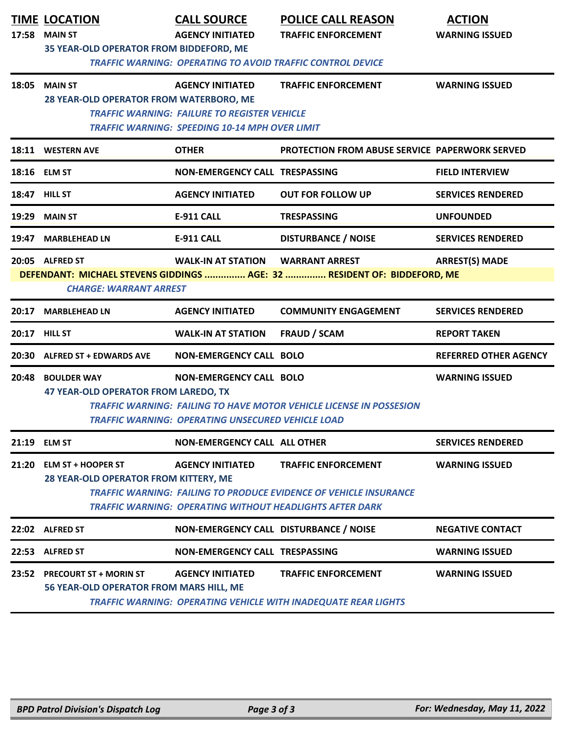| TIME | LOCATION | CALL SOURCE | POLICE CALL REASON | ACTION |
|---|---|---|---|---|
| 17:58 | MAIN ST | AGENCY INITIATED | TRAFFIC ENFORCEMENT | WARNING ISSUED |
| | 35 YEAR-OLD OPERATOR FROM BIDDEFORD, ME | | | |
| | *TRAFFIC WARNING: OPERATING TO AVOID TRAFFIC CONTROL DEVICE* | | | |
| 18:05 | MAIN ST | AGENCY INITIATED | TRAFFIC ENFORCEMENT | WARNING ISSUED |
| | 28 YEAR-OLD OPERATOR FROM WATERBORO, ME | | | |
| | *TRAFFIC WARNING: FAILURE TO REGISTER VEHICLE* | | | |
| | *TRAFFIC WARNING: SPEEDING 10-14 MPH OVER LIMIT* | | | |
| 18:11 | WESTERN AVE | OTHER | PROTECTION FROM ABUSE SERVICE | PAPERWORK SERVED |
| 18:16 | ELM ST | NON-EMERGENCY CALL | TRESPASSING | FIELD INTERVIEW |
| 18:47 | HILL ST | AGENCY INITIATED | OUT FOR FOLLOW UP | SERVICES RENDERED |
| 19:29 | MAIN ST | E-911 CALL | TRESPASSING | UNFOUNDED |
| 19:47 | MARBLEHEAD LN | E-911 CALL | DISTURBANCE / NOISE | SERVICES RENDERED |
| 20:05 | ALFRED ST | WALK-IN AT STATION | WARRANT ARREST | ARREST(S) MADE |
| | DEFENDANT: MICHAEL STEVENS GIDDINGS ............... AGE: 32 ............... RESIDENT OF: BIDDEFORD, ME | | | |
| | *CHARGE: WARRANT ARREST* | | | |
| 20:17 | MARBLEHEAD LN | AGENCY INITIATED | COMMUNITY ENGAGEMENT | SERVICES RENDERED |
| 20:17 | HILL ST | WALK-IN AT STATION | FRAUD / SCAM | REPORT TAKEN |
| 20:30 | ALFRED ST + EDWARDS AVE | NON-EMERGENCY CALL | BOLO | REFERRED OTHER AGENCY |
| 20:48 | BOULDER WAY | NON-EMERGENCY CALL | BOLO | WARNING ISSUED |
| | 47 YEAR-OLD OPERATOR FROM LAREDO, TX | | | |
| | *TRAFFIC WARNING: FAILING TO HAVE MOTOR VEHICLE LICENSE IN POSSESION* | | | |
| | *TRAFFIC WARNING: OPERATING UNSECURED VEHICLE LOAD* | | | |
| 21:19 | ELM ST | NON-EMERGENCY CALL | ALL OTHER | SERVICES RENDERED |
| 21:20 | ELM ST + HOOPER ST | AGENCY INITIATED | TRAFFIC ENFORCEMENT | WARNING ISSUED |
| | 28 YEAR-OLD OPERATOR FROM KITTERY, ME | | | |
| | *TRAFFIC WARNING: FAILING TO PRODUCE EVIDENCE OF VEHICLE INSURANCE* | | | |
| | *TRAFFIC WARNING: OPERATING WITHOUT HEADLIGHTS AFTER DARK* | | | |
| 22:02 | ALFRED ST | NON-EMERGENCY CALL | DISTURBANCE / NOISE | NEGATIVE CONTACT |
| 22:53 | ALFRED ST | NON-EMERGENCY CALL | TRESPASSING | WARNING ISSUED |
| 23:52 | PRECOURT ST + MORIN ST | AGENCY INITIATED | TRAFFIC ENFORCEMENT | WARNING ISSUED |
| | 56 YEAR-OLD OPERATOR FROM MARS HILL, ME | | | |
| | *TRAFFIC WARNING: OPERATING VEHICLE WITH INADEQUATE REAR LIGHTS* | | | |